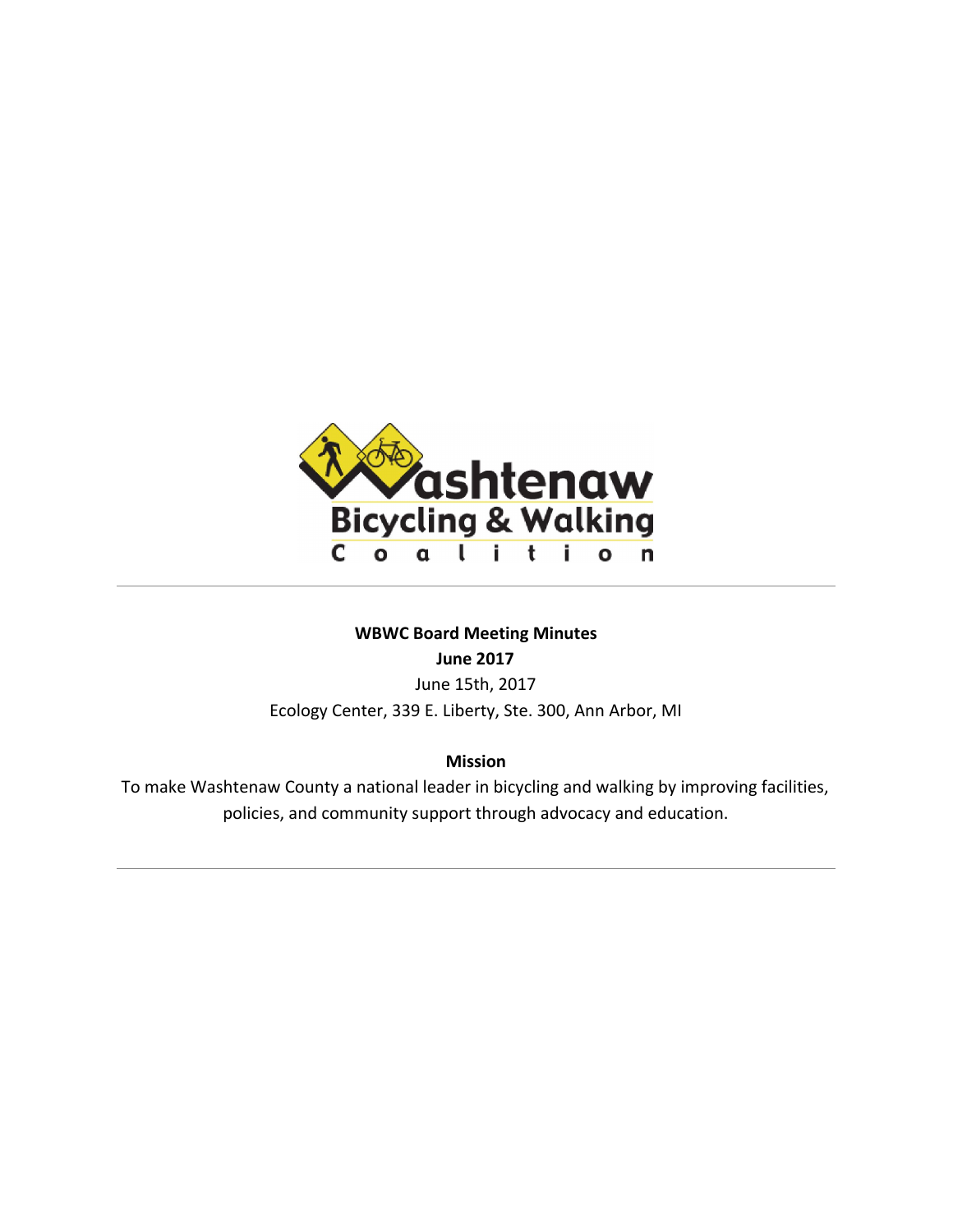# WBWC Board Meeting Minutes

## June 2017

June 15th, 2017

Ecology Center, 339 E. Liberty, Ste. 300, Ann Arbor, MI

**Mission**

To make Washtenaw County a national leader in bicycling and walking by improving facilities, policies, and community support through advocacy and education.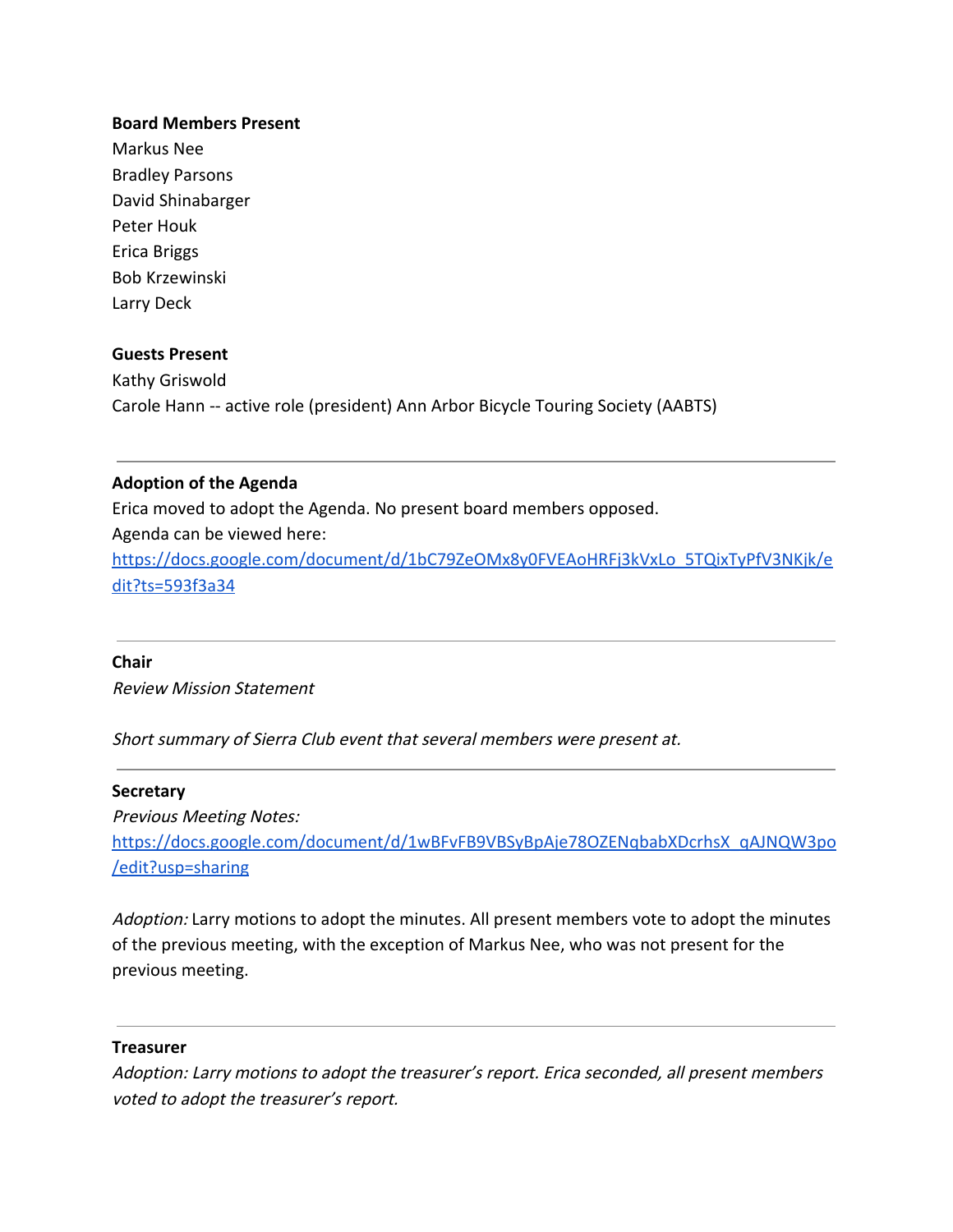**Board Members Present**

Markus Nee
Bradley Parsons
David Shinabarger
Peter Houk
Erica Briggs
Bob Krzewinski
Larry Deck

**Guests Present**

Kathy Griswold
Carole Hann -- active role (president) Ann Arbor Bicycle Touring Society (AABTS)

---

**Adoption of the Agenda**

Erica moved to adopt the Agenda. No present board members opposed.
Agenda can be viewed here:
[https://docs.google.com/document/d/1bC79ZeOMx8y0FVEAoHRFj3kVxLo_5TQixTyPfV3NKjk/edit?ts=593f3a34](https://docs.google.com/document/d/1bC79ZeOMx8y0FVEAoHRFj3kVxLo_5TQixTyPfV3NKjk/edit?ts=593f3a34)

---

**Chair**

*Review Mission Statement*

*Short summary of Sierra Club event that several members were present at.*

---

**Secretary**

*Previous Meeting Notes:*
[https://docs.google.com/document/d/1wBFvFB9VBSyBpAje78OZENqbabXDcrhsX_qAJNQW3po/edit?usp=sharing](https://docs.google.com/document/d/1wBFvFB9VBSyBpAje78OZENqbabXDcrhsX_qAJNQW3po/edit?usp=sharing)

*Adoption:* Larry motions to adopt the minutes. All present members vote to adopt the minutes of the previous meeting, with the exception of Markus Nee, who was not present for the previous meeting.

---

**Treasurer**

*Adoption: Larry motions to adopt the treasurer's report. Erica seconded, all present members voted to adopt the treasurer's report.*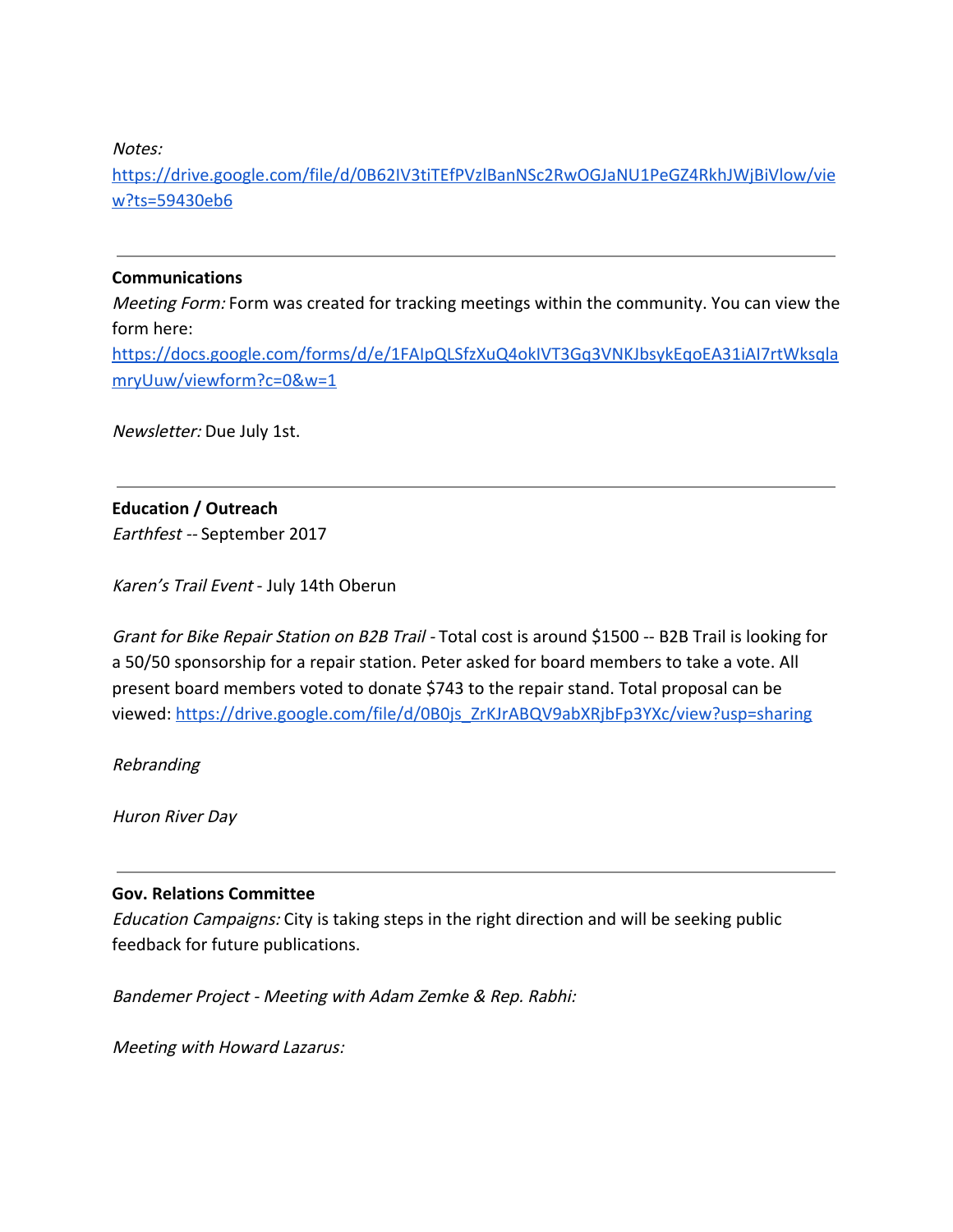*Notes:*
https://drive.google.com/file/d/0B62IV3tiTEfPVzlBanNSc2RwOGJaNU1PeGZ4RkhJWjBiVlow/view?ts=59430eb6

---

**Communications**

*Meeting Form:* Form was created for tracking meetings within the community. You can view the form here:
https://docs.google.com/forms/d/e/1FAIpQLSfzXuQ4okIVT3Gq3VNKJbsykEqoEA31iAI7rtWksqlamryUuw/viewform?c=0&w=1

*Newsletter:* Due July 1st.

---

**Education / Outreach**

*Earthfest* -- September 2017

*Karen's Trail Event* - July 14th Oberun

*Grant for Bike Repair Station on B2B Trail* - Total cost is around $1500 -- B2B Trail is looking for a 50/50 sponsorship for a repair station. Peter asked for board members to take a vote. All present board members voted to donate $743 to the repair stand. Total proposal can be viewed: https://drive.google.com/file/d/0B0js_ZrKJrABQV9abXRjbFp3YXc/view?usp=sharing

*Rebranding*

*Huron River Day*

---

**Gov. Relations Committee**

*Education Campaigns:* City is taking steps in the right direction and will be seeking public feedback for future publications.

*Bandemer Project - Meeting with Adam Zemke & Rep. Rabhi:*

*Meeting with Howard Lazarus:*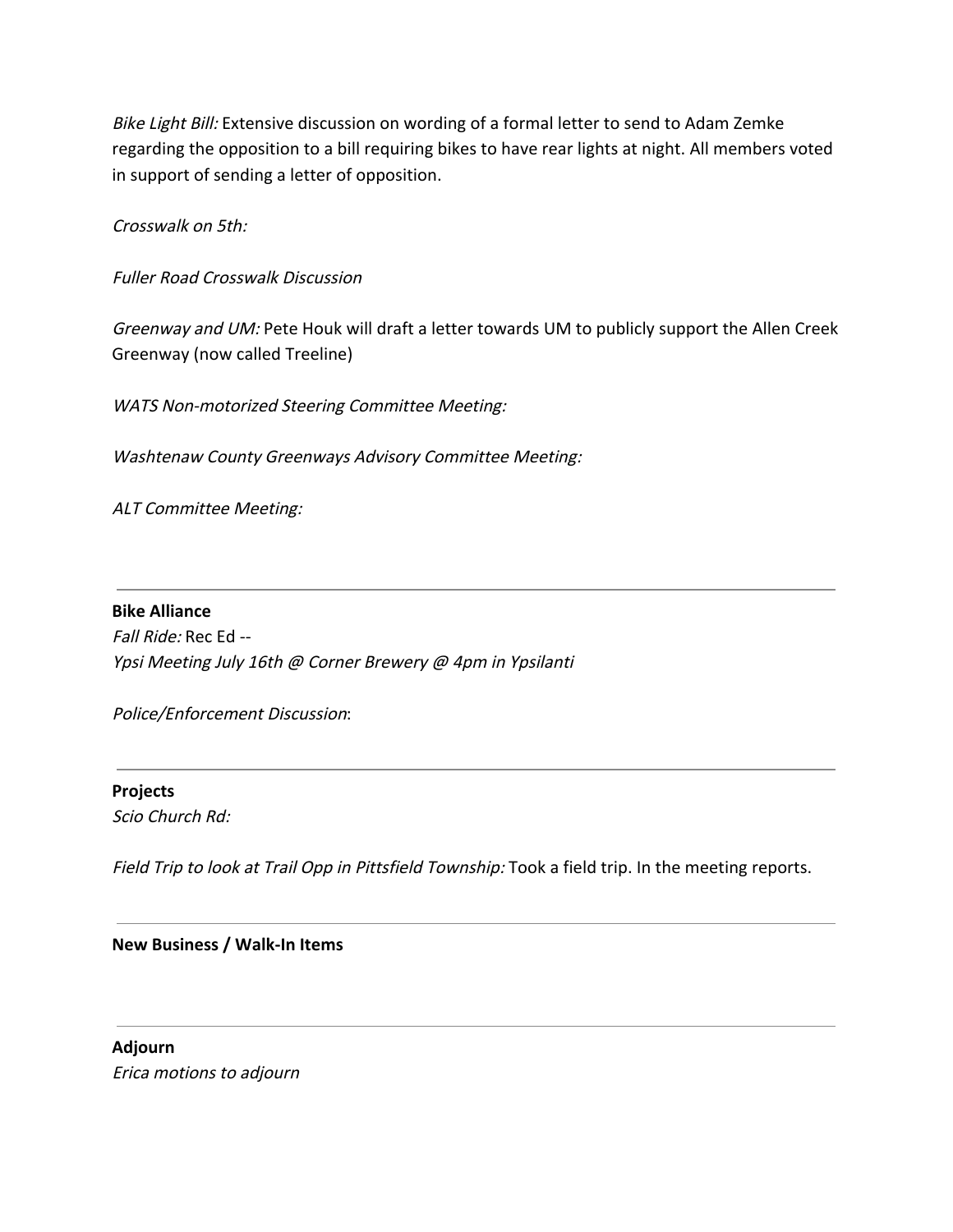*Bike Light Bill:* Extensive discussion on wording of a formal letter to send to Adam Zemke regarding the opposition to a bill requiring bikes to have rear lights at night. All members voted in support of sending a letter of opposition.

*Crosswalk on 5th:*

*Fuller Road Crosswalk Discussion*

*Greenway and UM:* Pete Houk will draft a letter towards UM to publicly support the Allen Creek Greenway (now called Treeline)

*WATS Non-motorized Steering Committee Meeting:*

*Washtenaw County Greenways Advisory Committee Meeting:*

*ALT Committee Meeting:*

---

**Bike Alliance**

*Fall Ride:* Rec Ed --
*Ypsi Meeting July 16th @ Corner Brewery @ 4pm in Ypsilanti*

*Police/Enforcement Discussion*:

---

**Projects**

*Scio Church Rd:*

*Field Trip to look at Trail Opp in Pittsfield Township:* Took a field trip. In the meeting reports.

---

**New Business / Walk-In Items**

---

**Adjourn**

*Erica motions to adjourn*